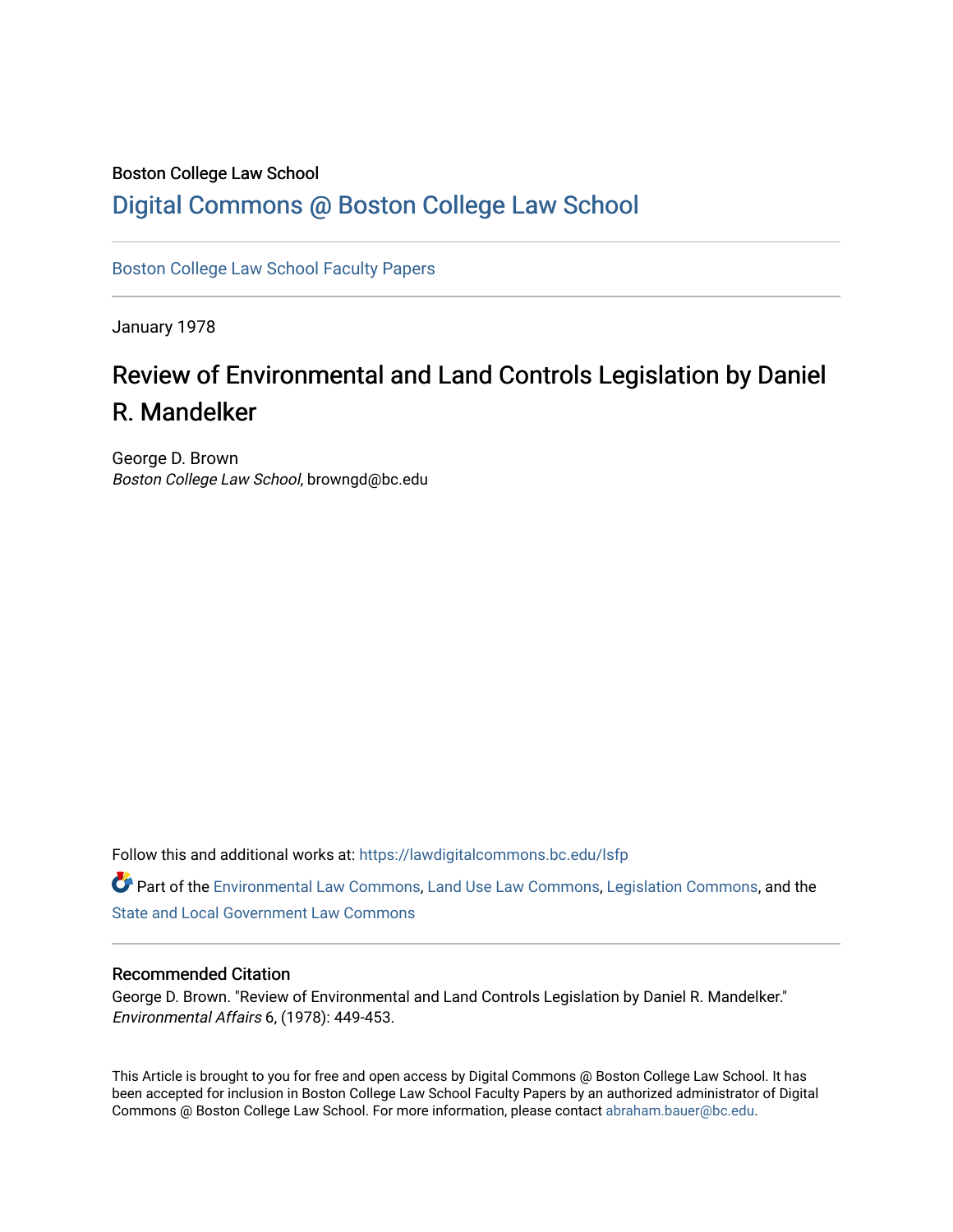Boston College Law School

# Digital Commons @ Boston College Law School

Boston College Law School Faculty Papers

January 1978

## Review of Environmental and Land Controls Legislation by Daniel R. Mandelker

George D. Brown
*Boston College Law School*, browngd@bc.edu

Follow this and additional works at: https://lawdigitalcommons.bc.edu/lsfp

Part of the Environmental Law Commons, Land Use Law Commons, Legislation Commons, and the State and Local Government Law Commons

### Recommended Citation

George D. Brown. "Review of Environmental and Land Controls Legislation by Daniel R. Mandelker." *Environmental Affairs* 6, (1978): 449-453.

This Article is brought to you for free and open access by Digital Commons @ Boston College Law School. It has been accepted for inclusion in Boston College Law School Faculty Papers by an authorized administrator of Digital Commons @ Boston College Law School. For more information, please contact abraham.bauer@bc.edu.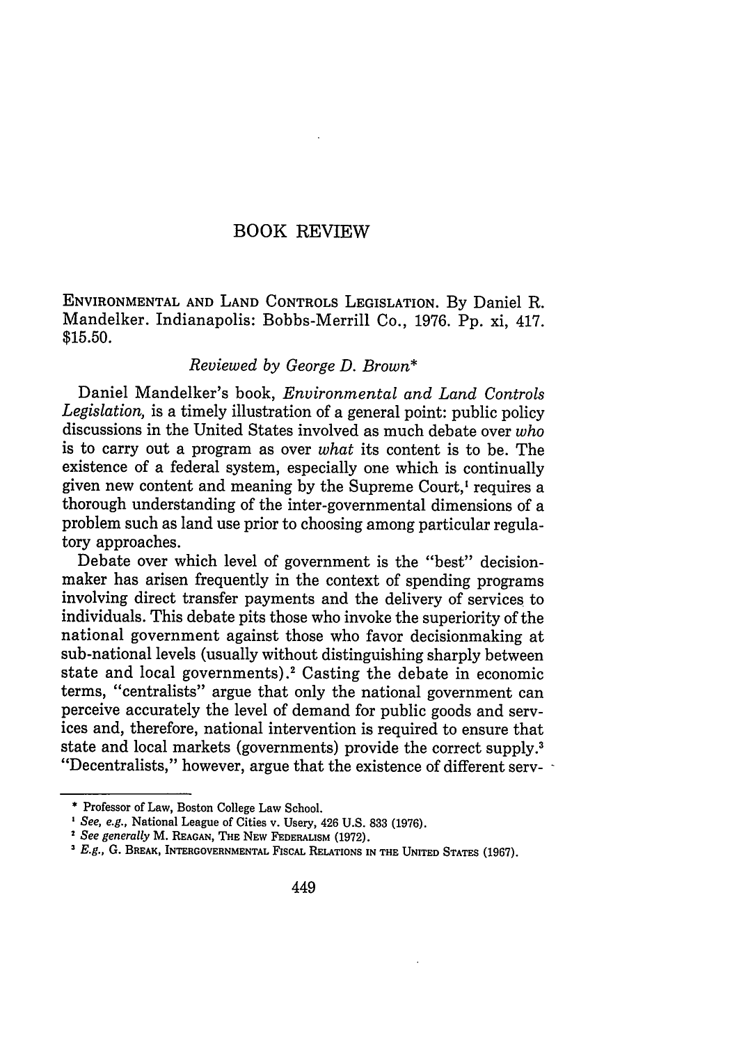# BOOK REVIEW

ENVIRONMENTAL AND LAND CONTROLS LEGISLATION. By Daniel R. Mandelker. Indianapolis: Bobbs-Merrill Co., 1976. Pp. xi, 417. $15.50.

*Reviewed by George D. Brown**

Daniel Mandelker's book, *Environmental and Land Controls Legislation,* is a timely illustration of a general point: public policy discussions in the United States involved as much debate over *who* is to carry out a program as over *what* its content is to be. The existence of a federal system, especially one which is continually given new content and meaning by the Supreme Court,[1] requires a thorough understanding of the inter-governmental dimensions of a problem such as land use prior to choosing among particular regulatory approaches.

Debate over which level of government is the "best" decisionmaker has arisen frequently in the context of spending programs involving direct transfer payments and the delivery of services to individuals. This debate pits those who invoke the superiority of the national government against those who favor decisionmaking at sub-national levels (usually without distinguishing sharply between state and local governments).[2] Casting the debate in economic terms, "centralists" argue that only the national government can perceive accurately the level of demand for public goods and services and, therefore, national intervention is required to ensure that state and local markets (governments) provide the correct supply.[3] "Decentralists," however, argue that the existence of different serv-

---

\* Professor of Law, Boston College Law School.

[1] *See, e.g.,* National League of Cities v. Usery, 426 U.S. 833 (1976).

[2] *See generally* M. REAGAN, THE NEW FEDERALISM (1972).

[3] *E.g.,* G. BREAK, INTERGOVERNMENTAL FISCAL RELATIONS IN THE UNITED STATES (1967).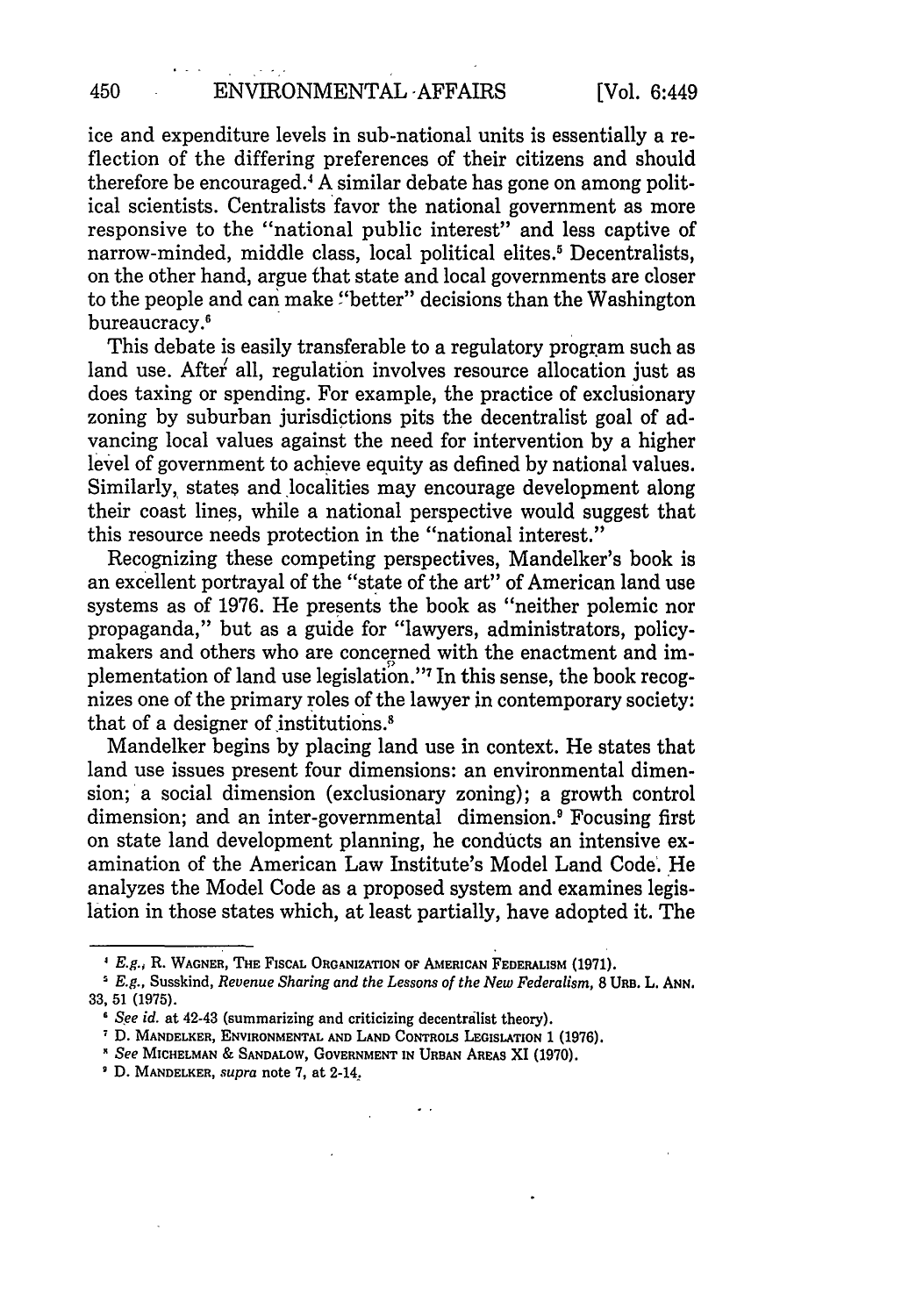ice and expenditure levels in sub-national units is essentially a reflection of the differing preferences of their citizens and should therefore be encouraged.[4] A similar debate has gone on among political scientists. Centralists favor the national government as more responsive to the "national public interest" and less captive of narrow-minded, middle class, local political elites.[5] Decentralists, on the other hand, argue that state and local governments are closer to the people and can make "better" decisions than the Washington bureaucracy.[6]

This debate is easily transferable to a regulatory program such as land use. After all, regulation involves resource allocation just as does taxing or spending. For example, the practice of exclusionary zoning by suburban jurisdictions pits the decentralist goal of advancing local values against the need for intervention by a higher level of government to achieve equity as defined by national values. Similarly, states and localities may encourage development along their coast lines, while a national perspective would suggest that this resource needs protection in the "national interest."

Recognizing these competing perspectives, Mandelker's book is an excellent portrayal of the "state of the art" of American land use systems as of 1976. He presents the book as "neither polemic nor propaganda," but as a guide for "lawyers, administrators, policy-makers and others who are concerned with the enactment and implementation of land use legislation."[7] In this sense, the book recognizes one of the primary roles of the lawyer in contemporary society: that of a designer of institutions.[8]

Mandelker begins by placing land use in context. He states that land use issues present four dimensions: an environmental dimension; a social dimension (exclusionary zoning); a growth control dimension; and an inter-governmental dimension.[9] Focusing first on state land development planning, he conducts an intensive examination of the American Law Institute's Model Land Code. He analyzes the Model Code as a proposed system and examines legislation in those states which, at least partially, have adopted it. The

---

[4] *E.g.*, R. WAGNER, THE FISCAL ORGANIZATION OF AMERICAN FEDERALISM (1971).

[5] *E.g.*, Susskind, *Revenue Sharing and the Lessons of the New Federalism*, 8 URB. L. ANN. 33, 51 (1975).

[6] *See id.* at 42-43 (summarizing and criticizing decentralist theory).

[7] D. MANDELKER, ENVIRONMENTAL AND LAND CONTROLS LEGISLATION 1 (1976).

[8] *See* MICHELMAN & SANDALOW, GOVERNMENT IN URBAN AREAS XI (1970).

[9] D. MANDELKER, *supra* note 7, at 2-14.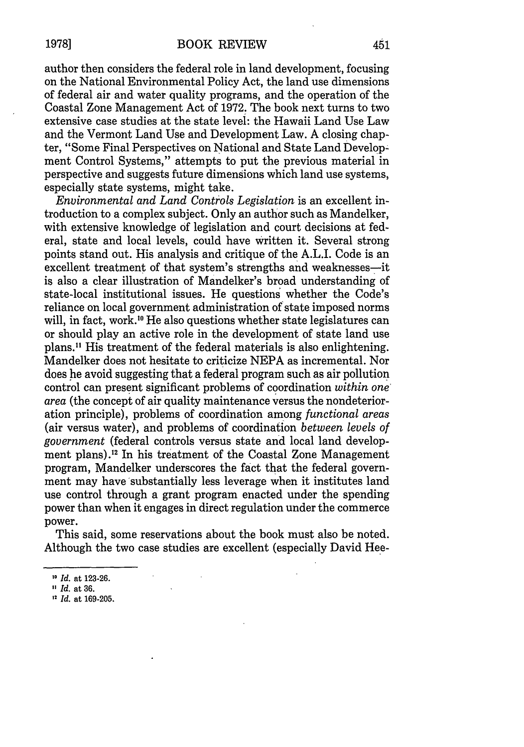author then considers the federal role in land development, focusing on the National Environmental Policy Act, the land use dimensions of federal air and water quality programs, and the operation of the Coastal Zone Management Act of 1972. The book next turns to two extensive case studies at the state level: the Hawaii Land Use Law and the Vermont Land Use and Development Law. A closing chapter, "Some Final Perspectives on National and State Land Development Control Systems," attempts to put the previous material in perspective and suggests future dimensions which land use systems, especially state systems, might take.

*Environmental and Land Controls Legislation* is an excellent introduction to a complex subject. Only an author such as Mandelker, with extensive knowledge of legislation and court decisions at federal, state and local levels, could have written it. Several strong points stand out. His analysis and critique of the A.L.I. Code is an excellent treatment of that system's strengths and weaknesses—it is also a clear illustration of Mandelker's broad understanding of state-local institutional issues. He questions whether the Code's reliance on local government administration of state imposed norms will, in fact, work.[10] He also questions whether state legislatures can or should play an active role in the development of state land use plans.[11] His treatment of the federal materials is also enlightening. Mandelker does not hesitate to criticize NEPA as incremental. Nor does he avoid suggesting that a federal program such as air pollution control can present significant problems of coordination *within one area* (the concept of air quality maintenance versus the nondeterioration principle), problems of coordination among *functional areas* (air versus water), and problems of coordination *between levels of government* (federal controls versus state and local land development plans).[12] In his treatment of the Coastal Zone Management program, Mandelker underscores the fact that the federal government may have substantially less leverage when it institutes land use control through a grant program enacted under the spending power than when it engages in direct regulation under the commerce power.

This said, some reservations about the book must also be noted. Although the two case studies are excellent (especially David Hee-

---

[10] *Id.* at 123-26.

[11] *Id.* at 36.

[12] *Id.* at 169-205.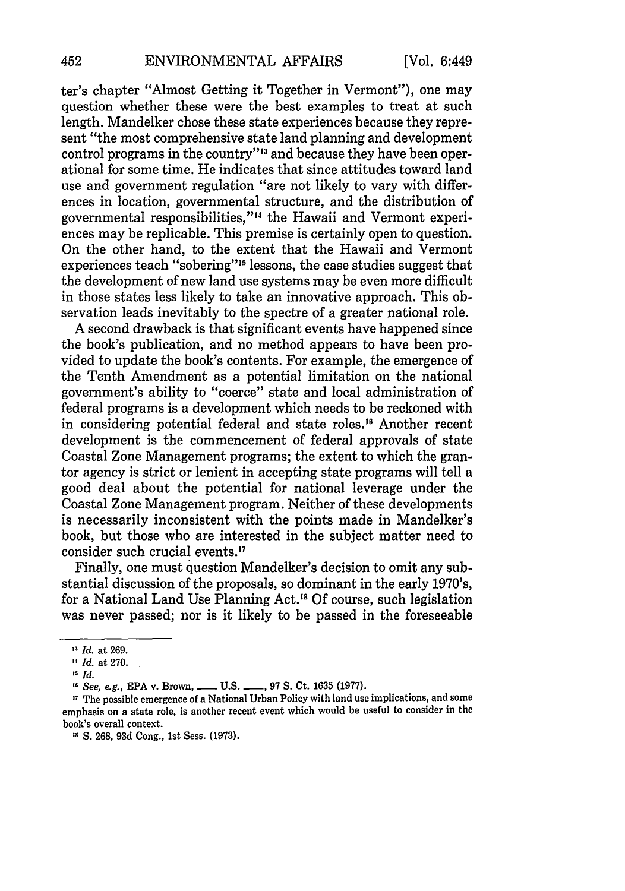ter's chapter "Almost Getting it Together in Vermont"), one may question whether these were the best examples to treat at such length. Mandelker chose these state experiences because they represent "the most comprehensive state land planning and development control programs in the country"[13] and because they have been operational for some time. He indicates that since attitudes toward land use and government regulation "are not likely to vary with differences in location, governmental structure, and the distribution of governmental responsibilities,"[14] the Hawaii and Vermont experiences may be replicable. This premise is certainly open to question. On the other hand, to the extent that the Hawaii and Vermont experiences teach "sobering"[15] lessons, the case studies suggest that the development of new land use systems may be even more difficult in those states less likely to take an innovative approach. This observation leads inevitably to the spectre of a greater national role.

A second drawback is that significant events have happened since the book's publication, and no method appears to have been provided to update the book's contents. For example, the emergence of the Tenth Amendment as a potential limitation on the national government's ability to "coerce" state and local administration of federal programs is a development which needs to be reckoned with in considering potential federal and state roles.[16] Another recent development is the commencement of federal approvals of state Coastal Zone Management programs; the extent to which the grantor agency is strict or lenient in accepting state programs will tell a good deal about the potential for national leverage under the Coastal Zone Management program. Neither of these developments is necessarily inconsistent with the points made in Mandelker's book, but those who are interested in the subject matter need to consider such crucial events.[17]

Finally, one must question Mandelker's decision to omit any substantial discussion of the proposals, so dominant in the early 1970's, for a National Land Use Planning Act.[18] Of course, such legislation was never passed; nor is it likely to be passed in the foreseeable

---

[13] *Id.* at 269.

[14] *Id.* at 270.

[15] *Id.*

[16] *See, e.g.*, EPA v. Brown, ___ U.S. ___, 97 S. Ct. 1635 (1977).

[17] The possible emergence of a National Urban Policy with land use implications, and some emphasis on a state role, is another recent event which would be useful to consider in the book's overall context.

[18] S. 268, 93d Cong., 1st Sess. (1973).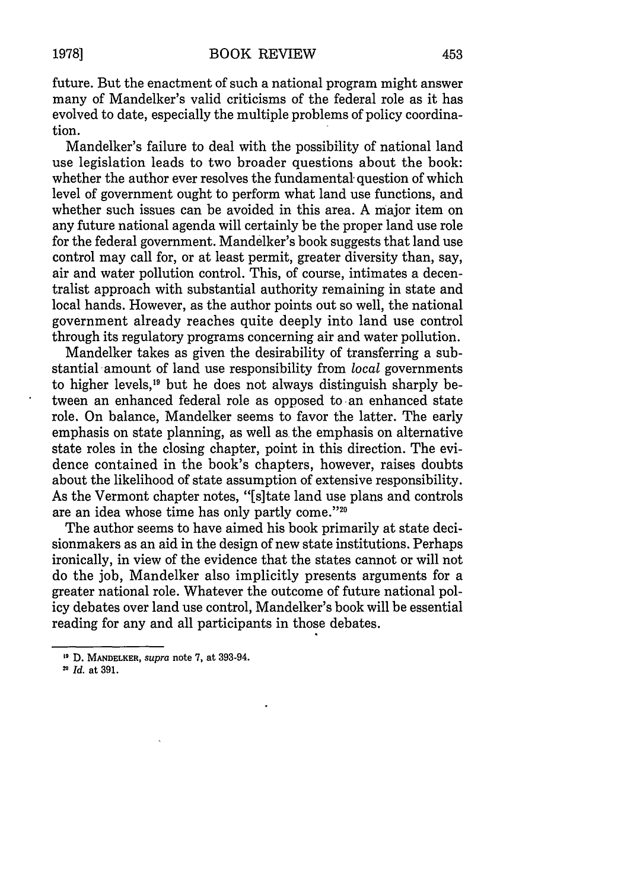future. But the enactment of such a national program might answer many of Mandelker's valid criticisms of the federal role as it has evolved to date, especially the multiple problems of policy coordination.

Mandelker's failure to deal with the possibility of national land use legislation leads to two broader questions about the book: whether the author ever resolves the fundamental question of which level of government ought to perform what land use functions, and whether such issues can be avoided in this area. A major item on any future national agenda will certainly be the proper land use role for the federal government. Mandelker's book suggests that land use control may call for, or at least permit, greater diversity than, say, air and water pollution control. This, of course, intimates a decentralist approach with substantial authority remaining in state and local hands. However, as the author points out so well, the national government already reaches quite deeply into land use control through its regulatory programs concerning air and water pollution.

Mandelker takes as given the desirability of transferring a substantial amount of land use responsibility from *local* governments to higher levels,[19] but he does not always distinguish sharply between an enhanced federal role as opposed to an enhanced state role. On balance, Mandelker seems to favor the latter. The early emphasis on state planning, as well as the emphasis on alternative state roles in the closing chapter, point in this direction. The evidence contained in the book's chapters, however, raises doubts about the likelihood of state assumption of extensive responsibility. As the Vermont chapter notes, "[s]tate land use plans and controls are an idea whose time has only partly come."[20]

The author seems to have aimed his book primarily at state decisionmakers as an aid in the design of new state institutions. Perhaps ironically, in view of the evidence that the states cannot or will not do the job, Mandelker also implicitly presents arguments for a greater national role. Whatever the outcome of future national policy debates over land use control, Mandelker's book will be essential reading for any and all participants in those debates.

---

[19] D. MANDELKER, *supra* note 7, at 393-94.

[20] *Id.* at 391.